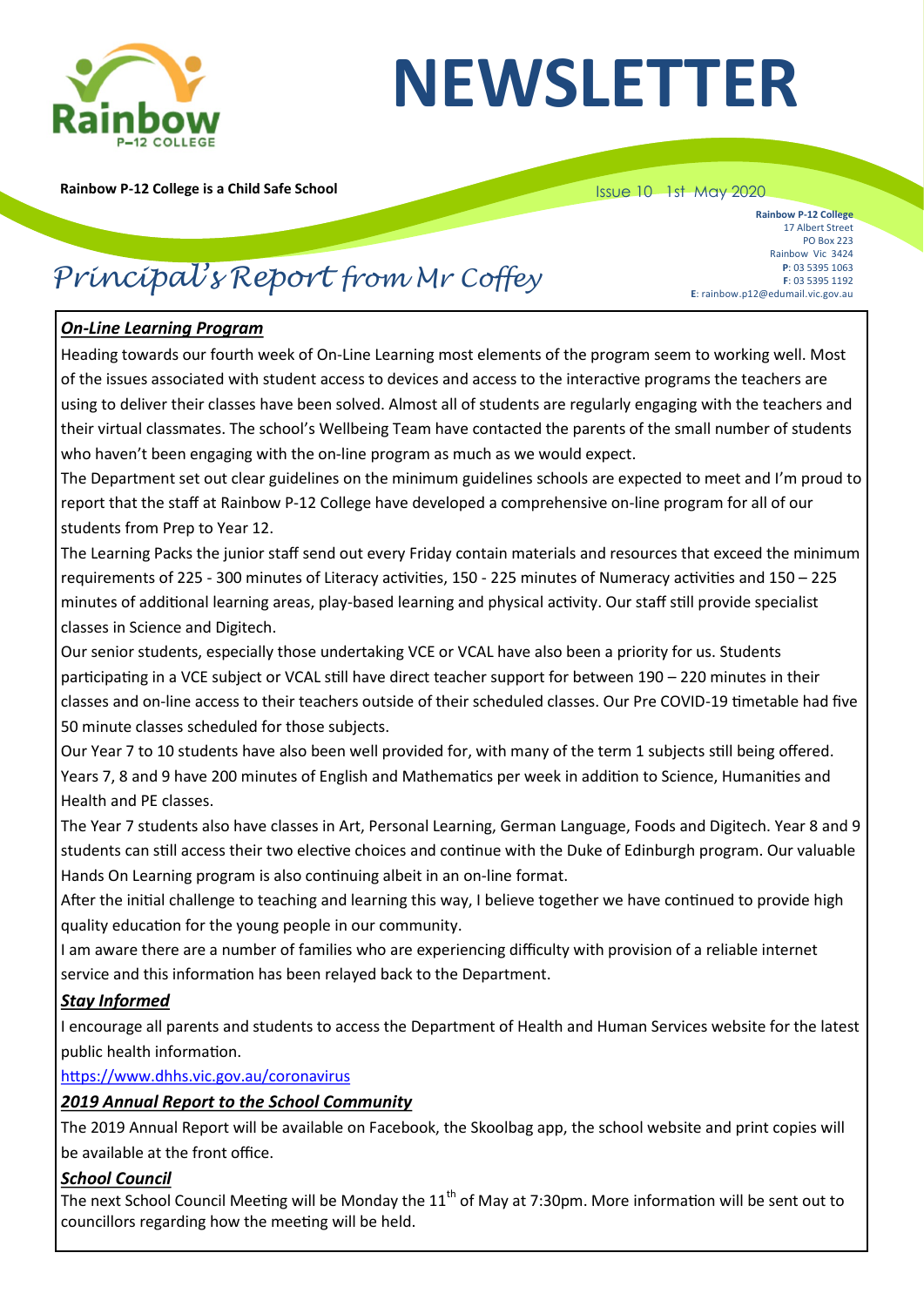# NEWSLETTER

**Rainbow P-12 College is a Child Safe School**

Issue 10 1st May 2020

**Rainbow P-12 College**
17 Albert Street
PO Box 223
Rainbow Vic 3424
**P**: 03 5395 1063
**F**: 03 5395 1192
**E**: rainbow.p12@edumail.vic.gov.au

## Principal's Report from Mr Coffey

***On-Line Learning Program***

Heading towards our fourth week of On-Line Learning most elements of the program seem to working well. Most of the issues associated with student access to devices and access to the interactive programs the teachers are using to deliver their classes have been solved. Almost all of students are regularly engaging with the teachers and their virtual classmates. The school's Wellbeing Team have contacted the parents of the small number of students who haven't been engaging with the on-line program as much as we would expect.

The Department set out clear guidelines on the minimum guidelines schools are expected to meet and I'm proud to report that the staff at Rainbow P-12 College have developed a comprehensive on-line program for all of our students from Prep to Year 12.

The Learning Packs the junior staff send out every Friday contain materials and resources that exceed the minimum requirements of 225 - 300 minutes of Literacy activities, 150 - 225 minutes of Numeracy activities and 150 – 225 minutes of additional learning areas, play-based learning and physical activity. Our staff still provide specialist classes in Science and Digitech.

Our senior students, especially those undertaking VCE or VCAL have also been a priority for us. Students participating in a VCE subject or VCAL still have direct teacher support for between 190 – 220 minutes in their classes and on-line access to their teachers outside of their scheduled classes. Our Pre COVID-19 timetable had five 50 minute classes scheduled for those subjects.

Our Year 7 to 10 students have also been well provided for, with many of the term 1 subjects still being offered. Years 7, 8 and 9 have 200 minutes of English and Mathematics per week in addition to Science, Humanities and Health and PE classes.

The Year 7 students also have classes in Art, Personal Learning, German Language, Foods and Digitech. Year 8 and 9 students can still access their two elective choices and continue with the Duke of Edinburgh program. Our valuable Hands On Learning program is also continuing albeit in an on-line format.

After the initial challenge to teaching and learning this way, I believe together we have continued to provide high quality education for the young people in our community.

I am aware there are a number of families who are experiencing difficulty with provision of a reliable internet service and this information has been relayed back to the Department.

***Stay Informed***

I encourage all parents and students to access the Department of Health and Human Services website for the latest public health information.

https://www.dhhs.vic.gov.au/coronavirus

***2019 Annual Report to the School Community***

The 2019 Annual Report will be available on Facebook, the Skoolbag app, the school website and print copies will be available at the front office.

***School Council***

The next School Council Meeting will be Monday the 11th of May at 7:30pm. More information will be sent out to councillors regarding how the meeting will be held.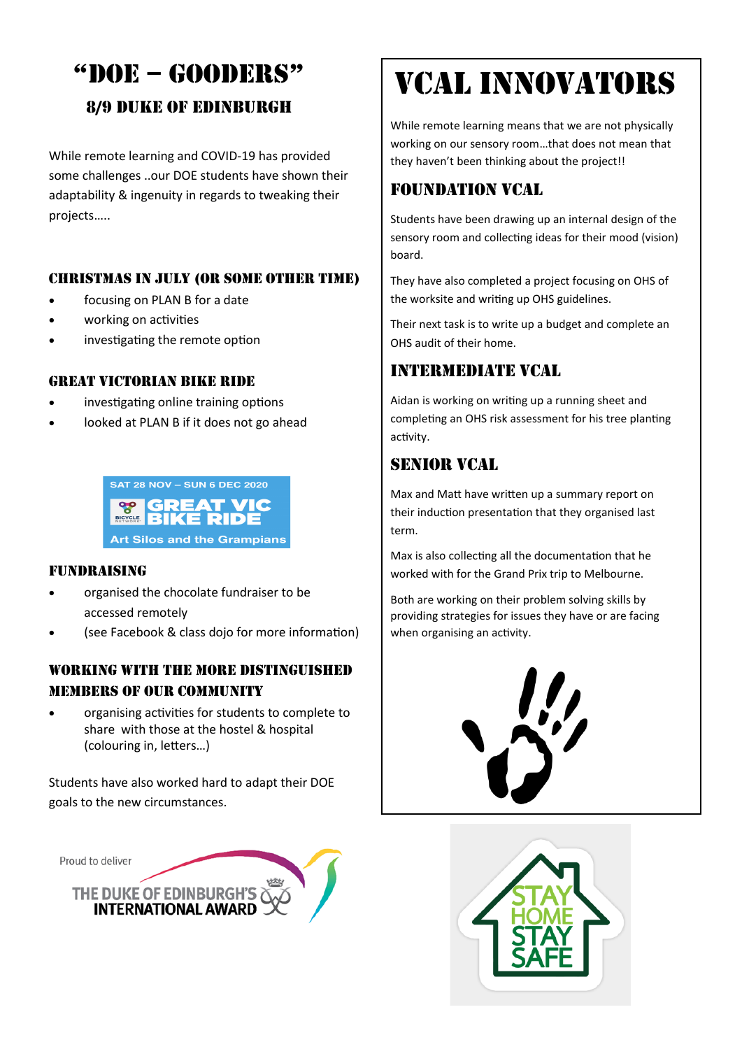# "DOE – GOODERS"

## 8/9 DUKE OF EDINBURGH

While remote learning and COVID-19 has provided some challenges ..our DOE students have shown their adaptability & ingenuity in regards to tweaking their projects…..

### CHRISTMAS IN JULY (OR SOME OTHER TIME)

- focusing on PLAN B for a date
- working on activities
- investigating the remote option

### GREAT VICTORIAN BIKE RIDE

- investigating online training options
- looked at PLAN B if it does not go ahead

SAT 28 NOV – SUN 6 DEC 2020
GREAT VIC BIKE RIDE
Art Silos and the Grampians

### FUNDRAISING

- organised the chocolate fundraiser to be accessed remotely
- (see Facebook & class dojo for more information)

### WORKING WITH THE MORE DISTINGUISHED MEMBERS OF OUR COMMUNITY

- organising activities for students to complete to share with those at the hostel & hospital (colouring in, letters…)

Students have also worked hard to adapt their DOE goals to the new circumstances.

Proud to deliver THE DUKE OF EDINBURGH'S INTERNATIONAL AWARD

# VCAL INNOVATORS

While remote learning means that we are not physically working on our sensory room…that does not mean that they haven't been thinking about the project!!

## FOUNDATION VCAL

Students have been drawing up an internal design of the sensory room and collecting ideas for their mood (vision) board.

They have also completed a project focusing on OHS of the worksite and writing up OHS guidelines.

Their next task is to write up a budget and complete an OHS audit of their home.

## INTERMEDIATE VCAL

Aidan is working on writing up a running sheet and completing an OHS risk assessment for his tree planting activity.

## SENIOR VCAL

Max and Matt have written up a summary report on their induction presentation that they organised last term.

Max is also collecting all the documentation that he worked with for the Grand Prix trip to Melbourne.

Both are working on their problem solving skills by providing strategies for issues they have or are facing when organising an activity.

STAY HOME STAY SAFE